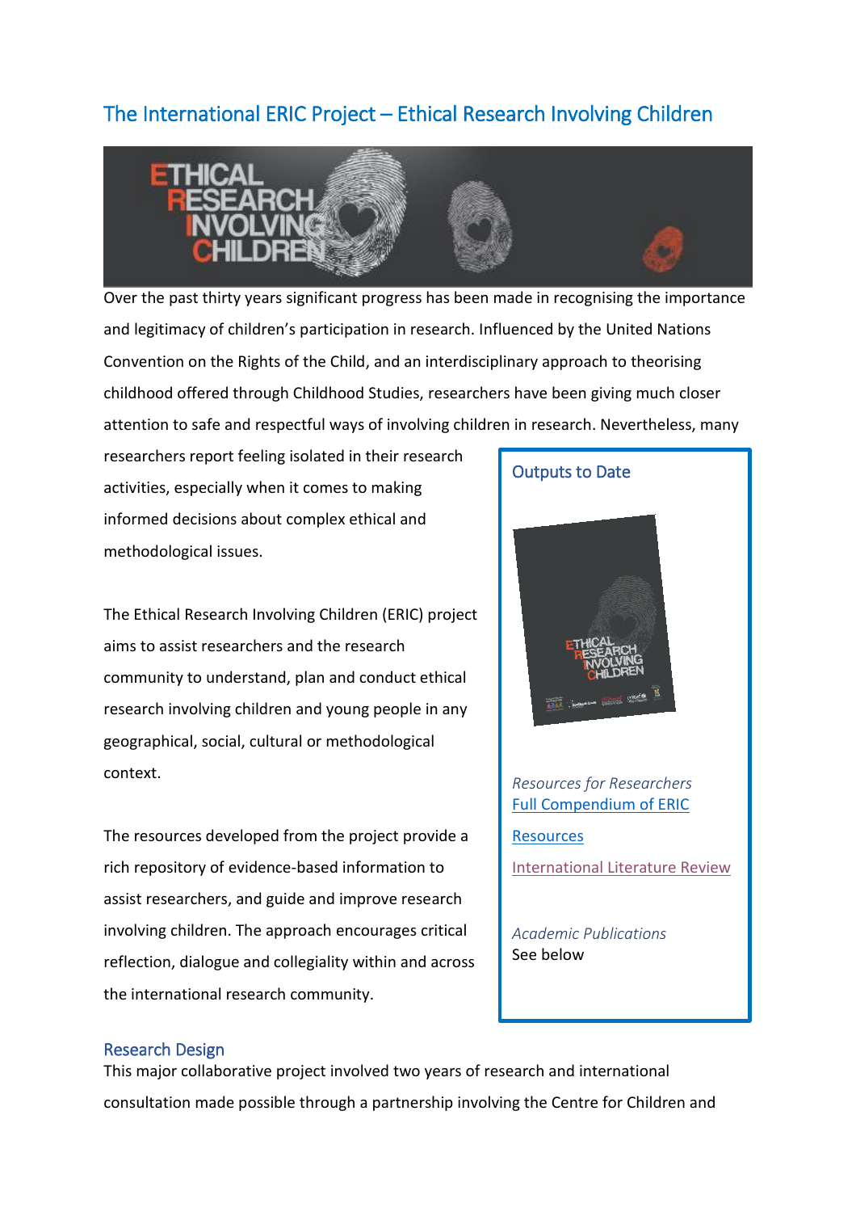# The International ERIC Project – Ethical Research Involving Children

Over the past thirty years significant progress has been made in recognising the importance and legitimacy of children's participation in research. Influenced by the United Nations Convention on the Rights of the Child, and an interdisciplinary approach to theorising childhood offered through Childhood Studies, researchers have been giving much closer attention to safe and respectful ways of involving children in research. Nevertheless, many researchers report feeling isolated in their research activities, especially when it comes to making informed decisions about complex ethical and methodological issues.

The Ethical Research Involving Children (ERIC) project aims to assist researchers and the research community to understand, plan and conduct ethical research involving children and young people in any geographical, social, cultural or methodological context.

The resources developed from the project provide a rich repository of evidence-based information to assist researchers, and guide and improve research involving children. The approach encourages critical reflection, dialogue and collegiality within and across the international research community.

## Outputs to Date

*Resources for Researchers*

[Full Compendium of ERIC](#)

[Resources](#)

[International Literature Review](#)

*Academic Publications*

See below

## Research Design

This major collaborative project involved two years of research and international consultation made possible through a partnership involving the Centre for Children and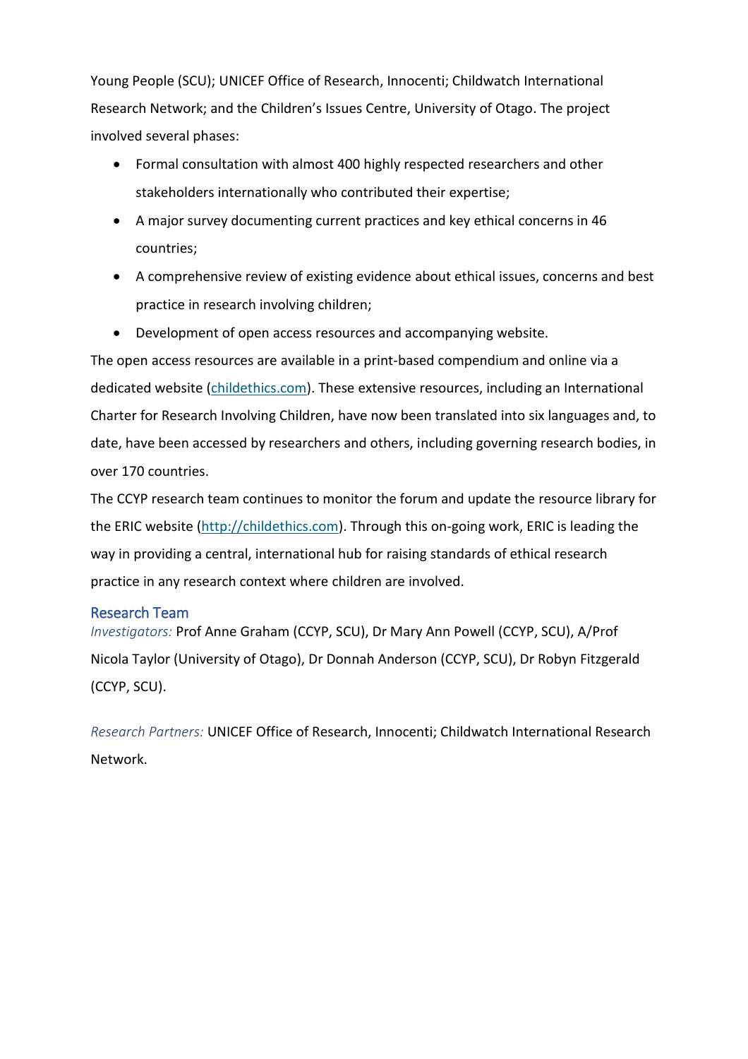Young People (SCU); UNICEF Office of Research, Innocenti; Childwatch International Research Network; and the Children's Issues Centre, University of Otago. The project involved several phases:

- Formal consultation with almost 400 highly respected researchers and other stakeholders internationally who contributed their expertise;
- A major survey documenting current practices and key ethical concerns in 46 countries;
- A comprehensive review of existing evidence about ethical issues, concerns and best practice in research involving children;
- Development of open access resources and accompanying website.

The open access resources are available in a print-based compendium and online via a dedicated website (childethics.com). These extensive resources, including an International Charter for Research Involving Children, have now been translated into six languages and, to date, have been accessed by researchers and others, including governing research bodies, in over 170 countries.

The CCYP research team continues to monitor the forum and update the resource library for the ERIC website (http://childethics.com). Through this on-going work, ERIC is leading the way in providing a central, international hub for raising standards of ethical research practice in any research context where children are involved.

## Research Team

*Investigators:* Prof Anne Graham (CCYP, SCU), Dr Mary Ann Powell (CCYP, SCU), A/Prof Nicola Taylor (University of Otago), Dr Donnah Anderson (CCYP, SCU), Dr Robyn Fitzgerald (CCYP, SCU).

*Research Partners:* UNICEF Office of Research, Innocenti; Childwatch International Research Network.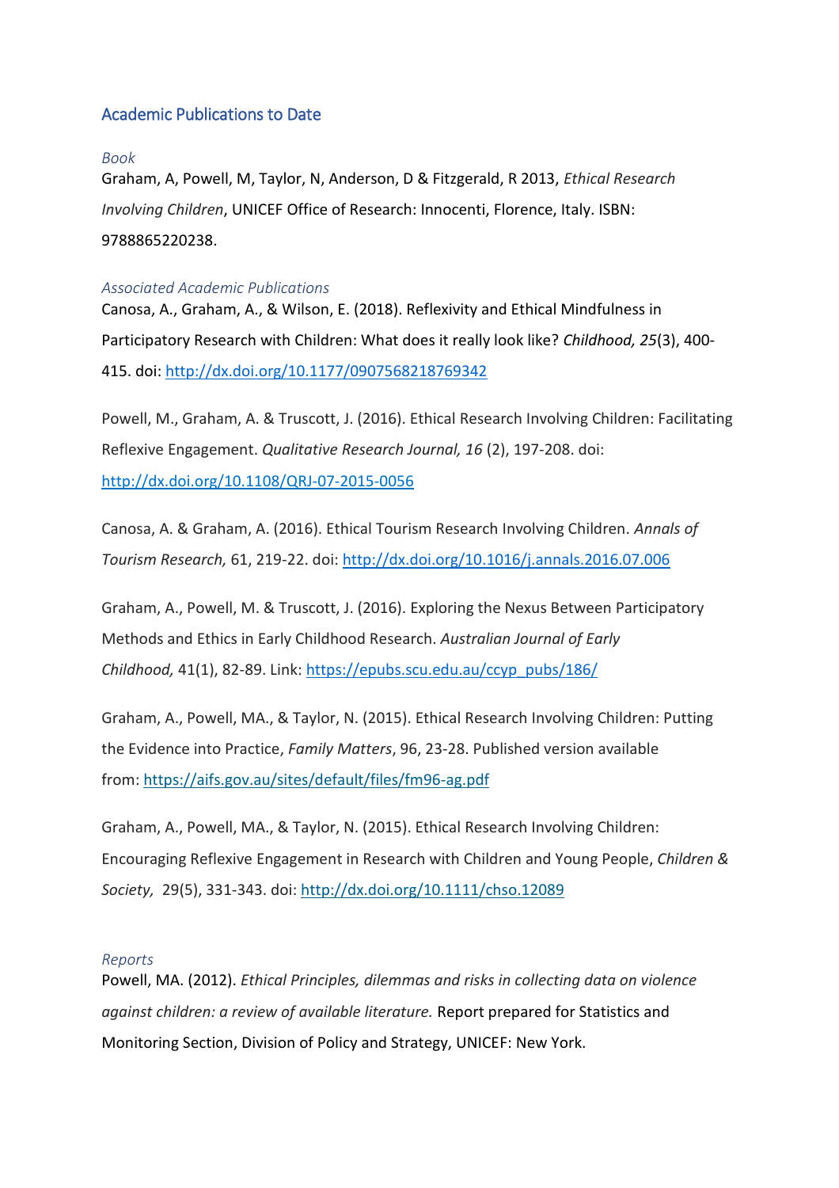## Academic Publications to Date

### *Book*

Graham, A, Powell, M, Taylor, N, Anderson, D & Fitzgerald, R 2013, *Ethical Research Involving Children*, UNICEF Office of Research: Innocenti, Florence, Italy. ISBN: 9788865220238.

### *Associated Academic Publications*

Canosa, A., Graham, A., & Wilson, E. (2018). Reflexivity and Ethical Mindfulness in Participatory Research with Children: What does it really look like? *Childhood, 25*(3), 400-415. doi: http://dx.doi.org/10.1177/0907568218769342

Powell, M., Graham, A. & Truscott, J. (2016). Ethical Research Involving Children: Facilitating Reflexive Engagement. *Qualitative Research Journal, 16* (2), 197-208. doi: http://dx.doi.org/10.1108/QRJ-07-2015-0056

Canosa, A. & Graham, A. (2016). Ethical Tourism Research Involving Children. *Annals of Tourism Research,* 61, 219-22. doi: http://dx.doi.org/10.1016/j.annals.2016.07.006

Graham, A., Powell, M. & Truscott, J. (2016). Exploring the Nexus Between Participatory Methods and Ethics in Early Childhood Research. *Australian Journal of Early Childhood,* 41(1), 82-89. Link: https://epubs.scu.edu.au/ccyp_pubs/186/

Graham, A., Powell, MA., & Taylor, N. (2015). Ethical Research Involving Children: Putting the Evidence into Practice, *Family Matters*, 96, 23-28. Published version available from: https://aifs.gov.au/sites/default/files/fm96-ag.pdf

Graham, A., Powell, MA., & Taylor, N. (2015). Ethical Research Involving Children: Encouraging Reflexive Engagement in Research with Children and Young People, *Children & Society,* 29(5), 331-343. doi: http://dx.doi.org/10.1111/chso.12089

### *Reports*

Powell, MA. (2012). *Ethical Principles, dilemmas and risks in collecting data on violence against children: a review of available literature.* Report prepared for Statistics and Monitoring Section, Division of Policy and Strategy, UNICEF: New York.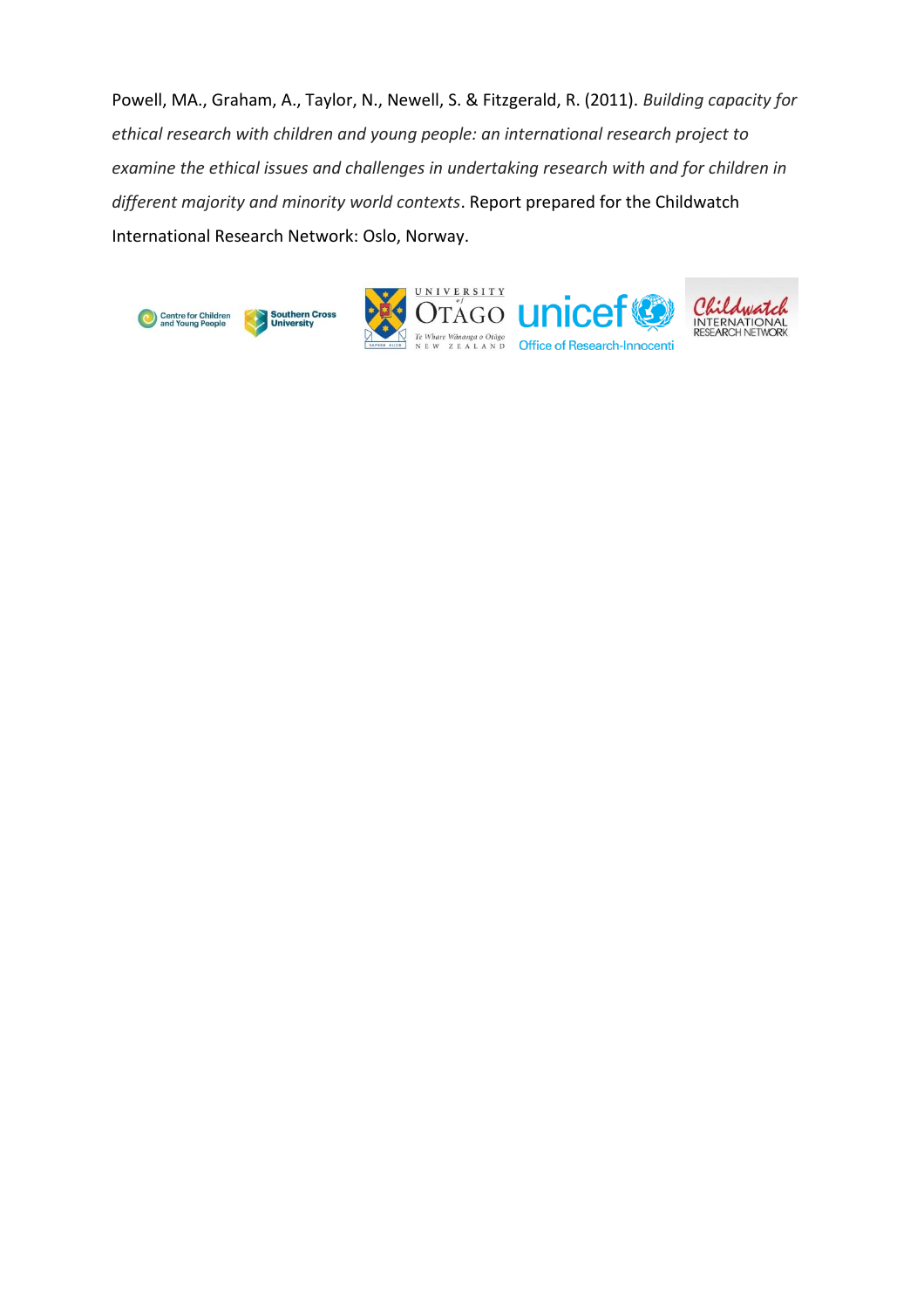Powell, MA., Graham, A., Taylor, N., Newell, S. & Fitzgerald, R. (2011). *Building capacity for ethical research with children and young people: an international research project to examine the ethical issues and challenges in undertaking research with and for children in different majority and minority world contexts*. Report prepared for the Childwatch International Research Network: Oslo, Norway.